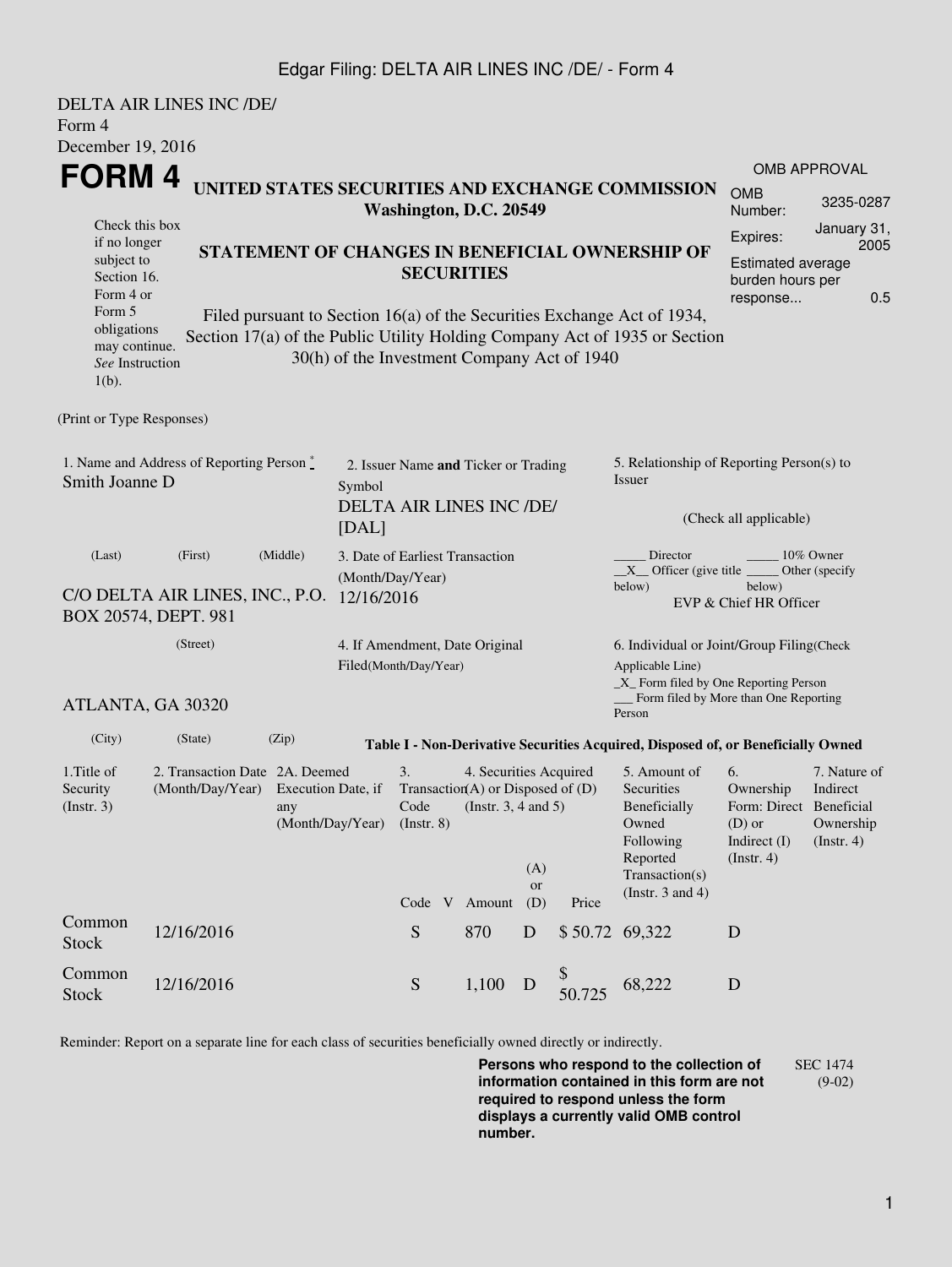Edgar Filing: DELTA AIR LINES INC /DE/ - Form 4

DELTA AIR LINES INC /DE/
Form 4
December 19, 2016

# FORM 4

**UNITED STATES SECURITIES AND EXCHANGE COMMISSION**
**Washington, D.C. 20549**

| OMB APPROVAL | |
|---|---|
| OMB Number: | 3235-0287 |
| Expires: | January 31, 2005 |
| Estimated average burden hours per response... | 0.5 |

Check this box if no longer subject to Section 16. Form 4 or Form 5 obligations may continue. *See* Instruction 1(b).

**STATEMENT OF CHANGES IN BENEFICIAL OWNERSHIP OF SECURITIES**

Filed pursuant to Section 16(a) of the Securities Exchange Act of 1934, Section 17(a) of the Public Utility Holding Company Act of 1935 or Section 30(h) of the Investment Company Act of 1940

(Print or Type Responses)

1. Name and Address of Reporting Person *
Smith Joanne D

(Last) (First) (Middle)

C/O DELTA AIR LINES, INC., P.O. BOX 20574, DEPT. 981

(Street)

ATLANTA, GA 30320

(City) (State) (Zip)

2. Issuer Name **and** Ticker or Trading Symbol
DELTA AIR LINES INC /DE/ [DAL]

3. Date of Earliest Transaction (Month/Day/Year)
12/16/2016

4. If Amendment, Date Original Filed(Month/Day/Year)

5. Relationship of Reporting Person(s) to Issuer

(Check all applicable)

_____ Director _____ 10% Owner
\_\_X\_\_ Officer (give title below) _____ Other (specify below)
EVP & Chief HR Officer

6. Individual or Joint/Group Filing(Check Applicable Line)
\_X\_ Form filed by One Reporting Person
\_\_\_ Form filed by More than One Reporting Person

**Table I - Non-Derivative Securities Acquired, Disposed of, or Beneficially Owned**

| 1.Title of Security (Instr. 3) | 2. Transaction Date (Month/Day/Year) | 2A. Deemed Execution Date, if any (Month/Day/Year) | 3. Transaction Code (Instr. 8) | | 4. Securities Acquired (A) or Disposed of (D) (Instr. 3, 4 and 5) | | | 5. Amount of Securities Beneficially Owned Following Reported Transaction(s) (Instr. 3 and 4) | 6. Ownership Form: Direct (D) or Indirect (I) (Instr. 4) | 7. Nature of Indirect Beneficial Ownership (Instr. 4) |
|---|---|---|---|---|---|---|---|---|---|---|
| | | | Code | V | Amount | (A) or (D) | Price | | | |
| Common Stock | 12/16/2016 | | S | | 870 | D | $ 50.72 | 69,322 | D | |
| Common Stock | 12/16/2016 | | S | | 1,100 | D | $ 50.725 | 68,222 | D | |

Reminder: Report on a separate line for each class of securities beneficially owned directly or indirectly.

**Persons who respond to the collection of information contained in this form are not required to respond unless the form displays a currently valid OMB control number.**

SEC 1474 (9-02)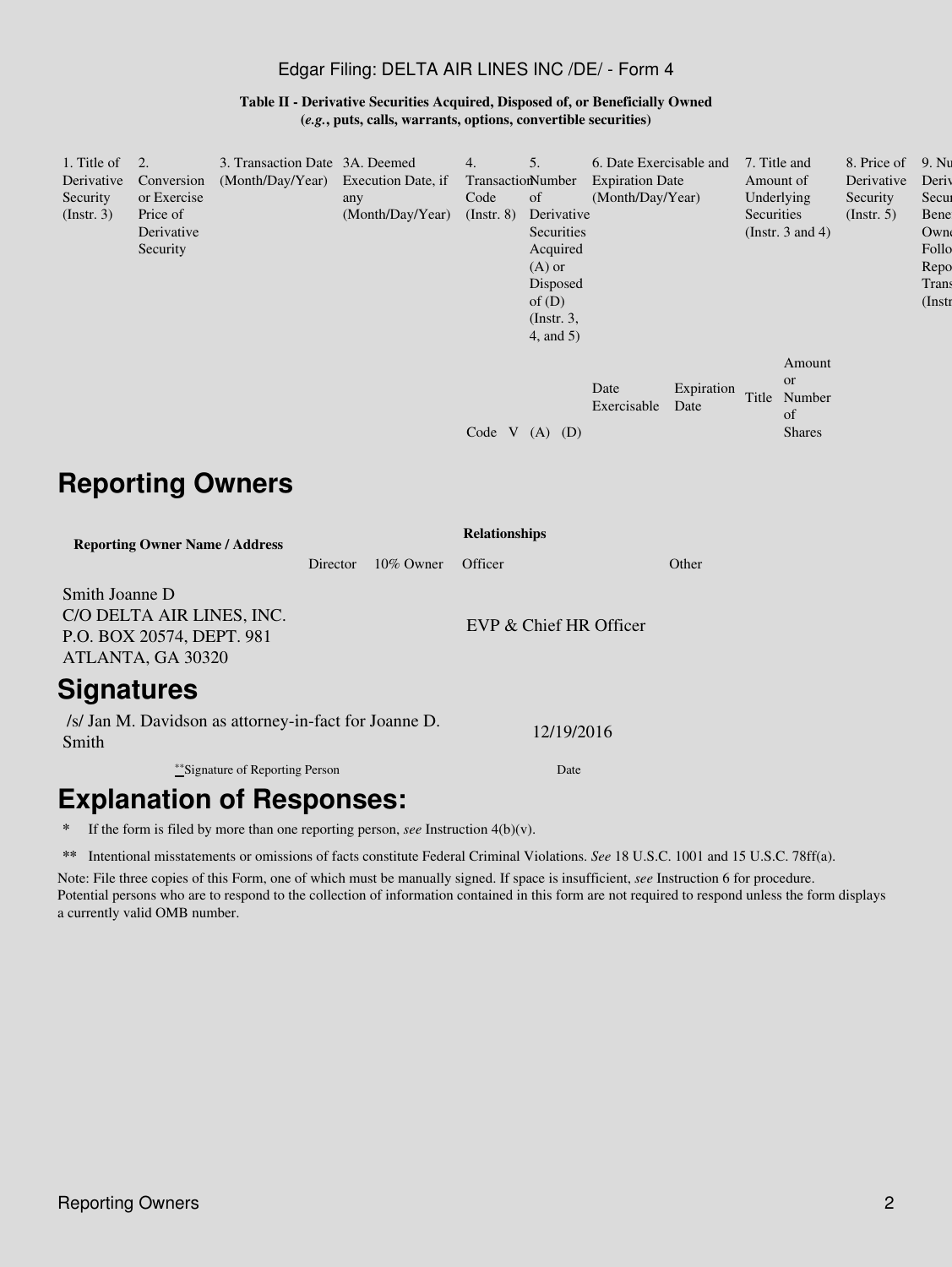**Table II - Derivative Securities Acquired, Disposed of, or Beneficially Owned**
**(*e.g.*, puts, calls, warrants, options, convertible securities)**

| 1. Title of Derivative Security (Instr. 3) | 2. Conversion or Exercise Price of Derivative Security | 3. Transaction Date (Month/Day/Year) | 3A. Deemed Execution Date, if any (Month/Day/Year) | 4. Transaction Code (Instr. 8) | | 5. Number of Derivative Securities Acquired (A) or Disposed of (D) (Instr. 3, 4, and 5) | | 6. Date Exercisable and Expiration Date (Month/Day/Year) | | 7. Title and Amount of Underlying Securities (Instr. 3 and 4) | | 8. Price of Derivative Security (Instr. 5) | 9. Nu Deriv Secur Bene Owne Follo Repo Trans (Instr |
|---|---|---|---|---|---|---|---|---|---|---|---|---|---|
| | | | | Code | V | (A) | (D) | Date Exercisable | Expiration Date | Title | Amount or Number of Shares | | |

## Reporting Owners

| Reporting Owner Name / Address | Relationships | | | |
|---|---|---|---|---|
| | Director | 10% Owner | Officer | Other |
| Smith Joanne D<br>C/O DELTA AIR LINES, INC.<br>P.O. BOX 20574, DEPT. 981<br>ATLANTA, GA 30320 | | | EVP & Chief HR Officer | |

## Signatures

| | |
|---|---|
| /s/ Jan M. Davidson as attorney-in-fact for Joanne D. Smith | 12/19/2016 |
| **Signature of Reporting Person | Date |

## Explanation of Responses:

\* If the form is filed by more than one reporting person, *see* Instruction 4(b)(v).

\*\* Intentional misstatements or omissions of facts constitute Federal Criminal Violations. *See* 18 U.S.C. 1001 and 15 U.S.C. 78ff(a).

Note: File three copies of this Form, one of which must be manually signed. If space is insufficient, *see* Instruction 6 for procedure.
Potential persons who are to respond to the collection of information contained in this form are not required to respond unless the form displays a currently valid OMB number.